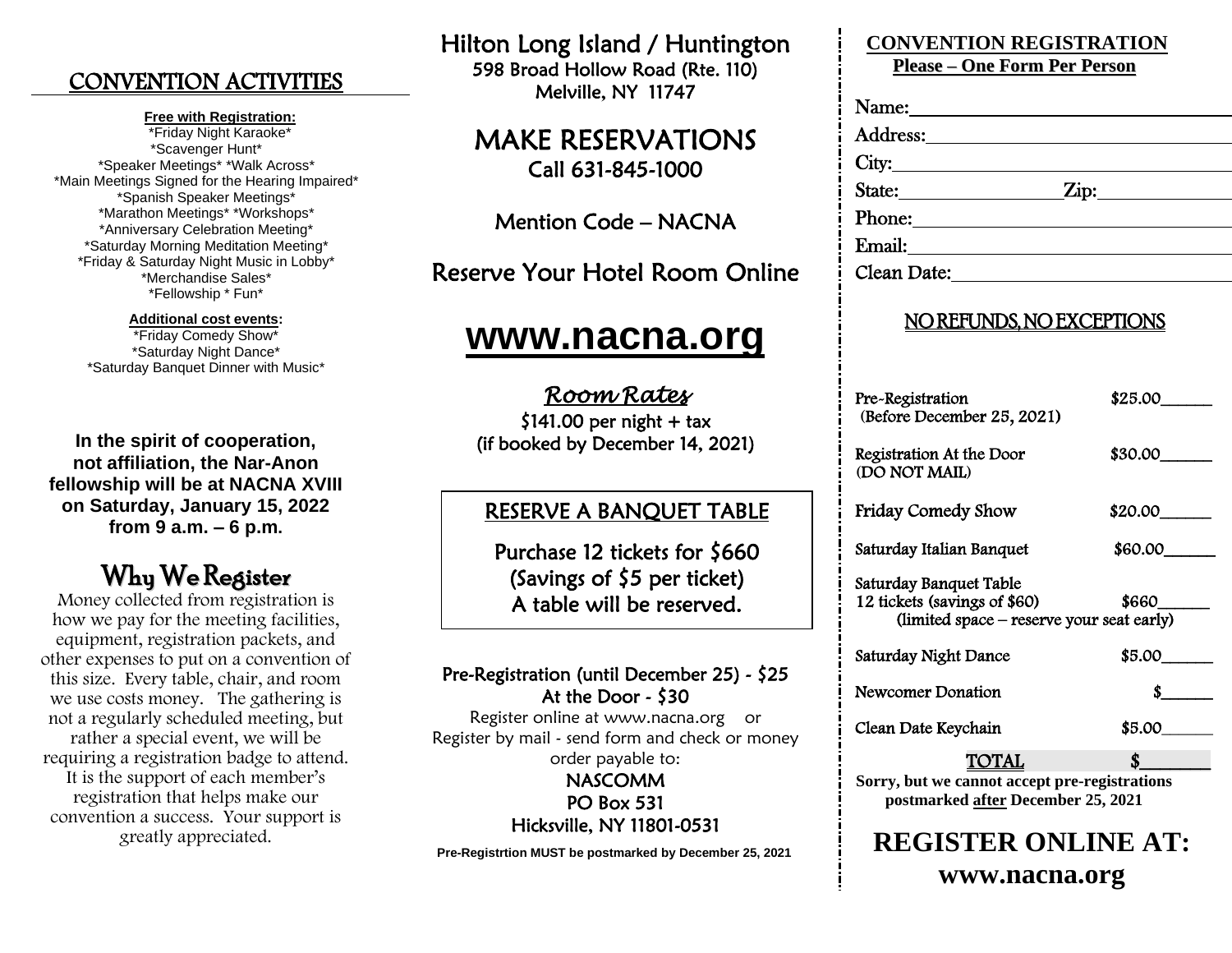## CONVENTION ACTIVITIES

**Free with Registration:**

*Friday Night Karaoke*
*Scavenger Hunt*
*Speaker Meetings* *Walk Across*
*Main Meetings Signed for the Hearing Impaired*
*Spanish Speaker Meetings*
*Marathon Meetings* *Workshops*
*Anniversary Celebration Meeting*
*Saturday Morning Meditation Meeting*
*Friday & Saturday Night Music in Lobby*
*Merchandise Sales*
*Fellowship * Fun*

**Additional cost events:**

*Friday Comedy Show*
*Saturday Night Dance*
*Saturday Banquet Dinner with Music*

**In the spirit of cooperation, not affiliation, the Nar-Anon fellowship will be at NACNA XVIII on Saturday, January 15, 2022 from 9 a.m. – 6 p.m.**

## Why We Register

Money collected from registration is how we pay for the meeting facilities, equipment, registration packets, and other expenses to put on a convention of this size. Every table, chair, and room we use costs money. The gathering is not a regularly scheduled meeting, but rather a special event, we will be requiring a registration badge to attend. It is the support of each member's registration that helps make our convention a success. Your support is greatly appreciated.

## Hilton Long Island / Huntington

598 Broad Hollow Road (Rte. 110)
Melville, NY 11747

## MAKE RESERVATIONS

Call 631-845-1000

Mention Code – NACNA

Reserve Your Hotel Room Online

# www.nacna.org

*Room Rates*

$141.00 per night + tax
(if booked by December 14, 2021)

### RESERVE A BANQUET TABLE

Purchase 12 tickets for $660
(Savings of $5 per ticket)
A table will be reserved.

Pre-Registration (until December 25) - $25
At the Door - $30

Register online at www.nacna.org or
Register by mail - send form and check or money order payable to:

NASCOMM
PO Box 531
Hicksville, NY 11801-0531

**Pre-Registrtion MUST be postmarked by December 25, 2021**

## CONVENTION REGISTRATION

**Please – One Form Per Person**

Name: ______________________
Address: ______________________
City: ______________________
State: ____________ Zip: ____________
Phone: ______________________
Email: ______________________
Clean Date: ______________________

NO REFUNDS, NO EXCEPTIONS

| | |
|---|---|
| Pre-Registration (Before December 25, 2021) | $25.00______ |
| Registration At the Door (DO NOT MAIL) | $30.00______ |
| Friday Comedy Show | $20.00______ |
| Saturday Italian Banquet | $60.00______ |
| Saturday Banquet Table 12 tickets (savings of $60) (limited space – reserve your seat early) | $660______ |
| Saturday Night Dance | $5.00______ |
| Newcomer Donation | $______ |
| Clean Date Keychain | $5.00______ |
| TOTAL | $_______ |

**Sorry, but we cannot accept pre-registrations postmarked after December 25, 2021**

## REGISTER ONLINE AT:

**www.nacna.org**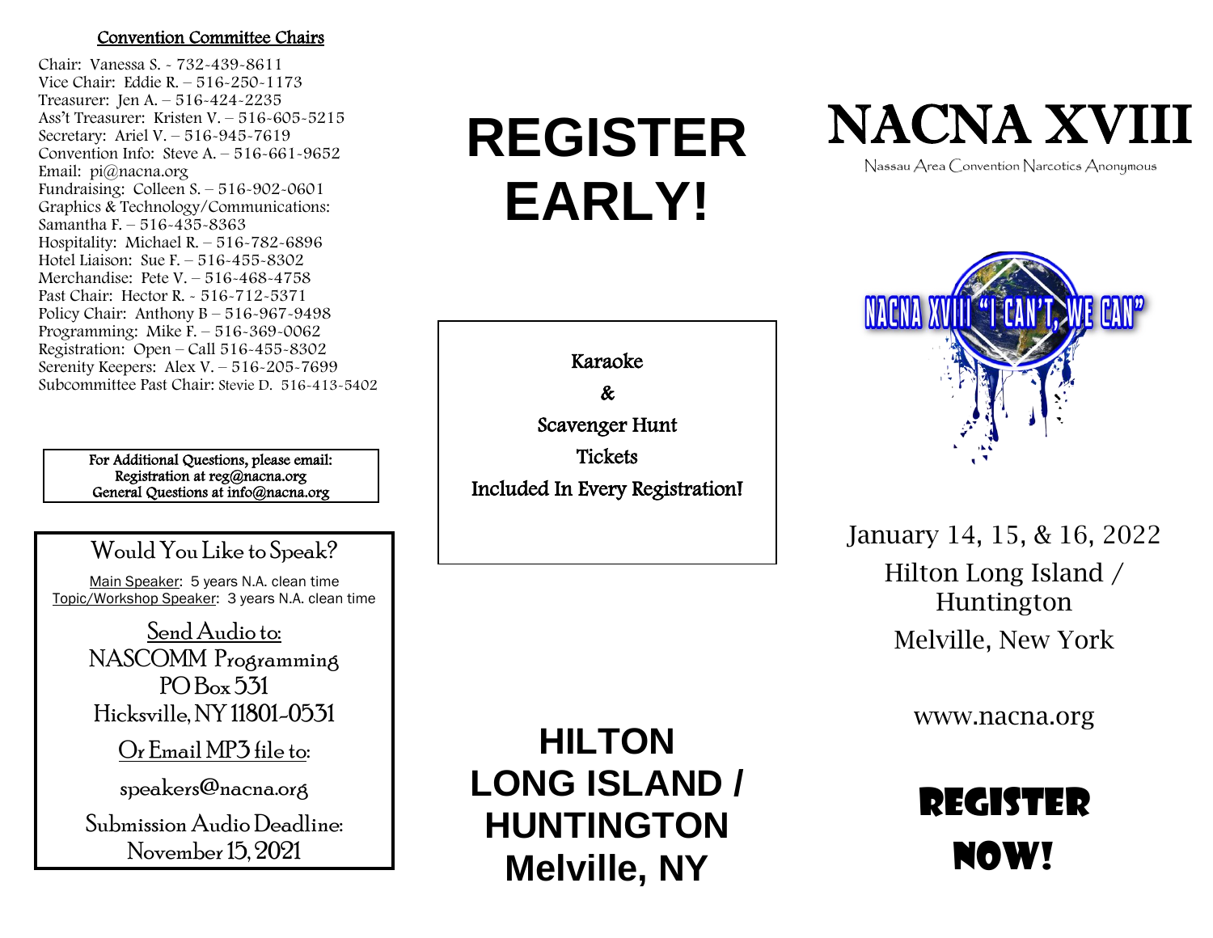## Convention Committee Chairs

Chair: Vanessa S. - 732-439-8611
Vice Chair: Eddie R. – 516-250-1173
Treasurer: Jen A. – 516-424-2235
Ass't Treasurer: Kristen V. – 516-605-5215
Secretary: Ariel V. – 516-945-7619
Convention Info: Steve A. – 516-661-9652
Email: pi@nacna.org
Fundraising: Colleen S. – 516-902-0601
Graphics & Technology/Communications: Samantha F. – 516-435-8363
Hospitality: Michael R. – 516-782-6896
Hotel Liaison: Sue F. – 516-455-8302
Merchandise: Pete V. – 516-468-4758
Past Chair: Hector R. - 516-712-5371
Policy Chair: Anthony B – 516-967-9498
Programming: Mike F. – 516-369-0062
Registration: Open – Call 516-455-8302
Serenity Keepers: Alex V. – 516-205-7699
Subcommittee Past Chair: Stevie D. 516-413-5402

For Additional Questions, please email:
Registration at reg@nacna.org
General Questions at info@nacna.org

## Would You Like to Speak?

Main Speaker: 5 years N.A. clean time
Topic/Workshop Speaker: 3 years N.A. clean time

Send Audio to:
NASCOMM Programming
PO Box 531
Hicksville, NY 11801-0531

Or Email MP3 file to:
speakers@nacna.org

Submission Audio Deadline:
November 15, 2021

# REGISTER EARLY!

Karaoke
&
Scavenger Hunt
Tickets
Included In Every Registration!

**HILTON LONG ISLAND / HUNTINGTON**
**Melville, NY**

# NACNA XVIII

Nassau Area Convention Narcotics Anonymous

NACNA XVIII "I CAN'T, WE CAN"

January 14, 15, & 16, 2022
Hilton Long Island / Huntington
Melville, New York

www.nacna.org

# REGISTER NOW!